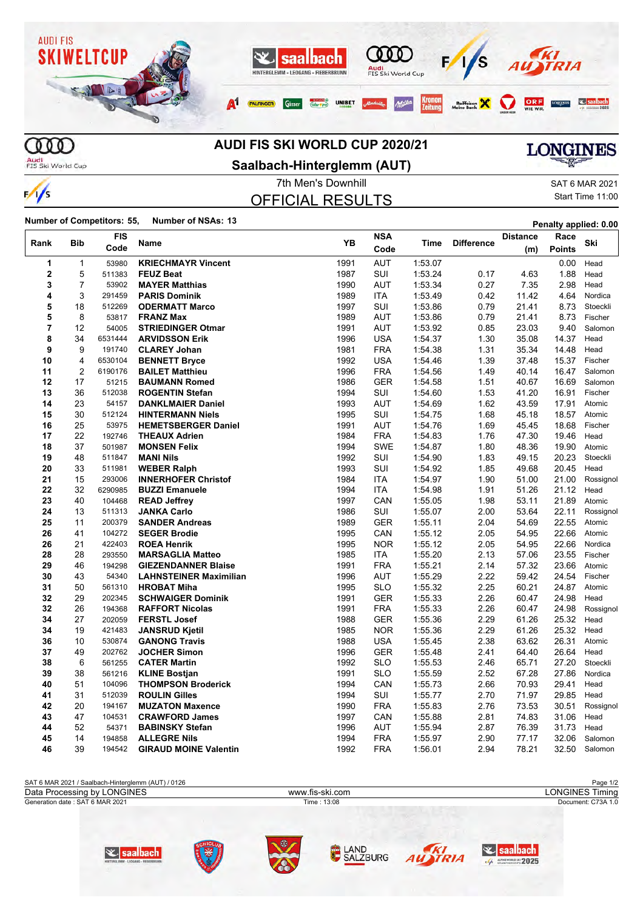# AUDI FIS SKI WORLD CUP 2020/21

## Saalbach-Hinterglemm (AUT)

7th Men's Downhill

SAT 6 MAR 2021

Start Time 11:00

## OFFICIAL RESULTS

Number of Competitors: 55, Number of NSAs: 13

Penalty applied: 0.00

| Rank | Bib | FIS Code | Name | YB | NSA Code | Time | Difference | Distance (m) | Race Points | Ski |
|---|---|---|---|---|---|---|---|---|---|---|
| 1 | 1 | 53980 | **KRIECHMAYR Vincent** | 1991 | AUT | 1:53.07 | | | 0.00 | Head |
| 2 | 5 | 511383 | **FEUZ Beat** | 1987 | SUI | 1:53.24 | 0.17 | 4.63 | 1.88 | Head |
| 3 | 7 | 53902 | **MAYER Matthias** | 1990 | AUT | 1:53.34 | 0.27 | 7.35 | 2.98 | Head |
| 4 | 3 | 291459 | **PARIS Dominik** | 1989 | ITA | 1:53.49 | 0.42 | 11.42 | 4.64 | Nordica |
| 5 | 18 | 512269 | **ODERMATT Marco** | 1997 | SUI | 1:53.86 | 0.79 | 21.41 | 8.73 | Stoeckli |
| 5 | 8 | 53817 | **FRANZ Max** | 1989 | AUT | 1:53.86 | 0.79 | 21.41 | 8.73 | Fischer |
| 7 | 12 | 54005 | **STRIEDINGER Otmar** | 1991 | AUT | 1:53.92 | 0.85 | 23.03 | 9.40 | Salomon |
| 8 | 34 | 6531444 | **ARVIDSSON Erik** | 1996 | USA | 1:54.37 | 1.30 | 35.08 | 14.37 | Head |
| 9 | 9 | 191740 | **CLAREY Johan** | 1981 | FRA | 1:54.38 | 1.31 | 35.34 | 14.48 | Head |
| 10 | 4 | 6530104 | **BENNETT Bryce** | 1992 | USA | 1:54.46 | 1.39 | 37.48 | 15.37 | Fischer |
| 11 | 2 | 6190176 | **BAILET Matthieu** | 1996 | FRA | 1:54.56 | 1.49 | 40.14 | 16.47 | Salomon |
| 12 | 17 | 51215 | **BAUMANN Romed** | 1986 | GER | 1:54.58 | 1.51 | 40.67 | 16.69 | Salomon |
| 13 | 36 | 512038 | **ROGENTIN Stefan** | 1994 | SUI | 1:54.60 | 1.53 | 41.20 | 16.91 | Fischer |
| 14 | 23 | 54157 | **DANKLMAIER Daniel** | 1993 | AUT | 1:54.69 | 1.62 | 43.59 | 17.91 | Atomic |
| 15 | 30 | 512124 | **HINTERMANN Niels** | 1995 | SUI | 1:54.75 | 1.68 | 45.18 | 18.57 | Atomic |
| 16 | 25 | 53975 | **HEMETSBERGER Daniel** | 1991 | AUT | 1:54.76 | 1.69 | 45.45 | 18.68 | Fischer |
| 17 | 22 | 192746 | **THEAUX Adrien** | 1984 | FRA | 1:54.83 | 1.76 | 47.30 | 19.46 | Head |
| 18 | 37 | 501987 | **MONSEN Felix** | 1994 | SWE | 1:54.87 | 1.80 | 48.36 | 19.90 | Atomic |
| 19 | 48 | 511847 | **MANI Nils** | 1992 | SUI | 1:54.90 | 1.83 | 49.15 | 20.23 | Stoeckli |
| 20 | 33 | 511981 | **WEBER Ralph** | 1993 | SUI | 1:54.92 | 1.85 | 49.68 | 20.45 | Head |
| 21 | 15 | 293006 | **INNERHOFER Christof** | 1984 | ITA | 1:54.97 | 1.90 | 51.00 | 21.00 | Rossignol |
| 22 | 32 | 6290985 | **BUZZI Emanuele** | 1994 | ITA | 1:54.98 | 1.91 | 51.26 | 21.12 | Head |
| 23 | 40 | 104468 | **READ Jeffrey** | 1997 | CAN | 1:55.05 | 1.98 | 53.11 | 21.89 | Atomic |
| 24 | 13 | 511313 | **JANKA Carlo** | 1986 | SUI | 1:55.07 | 2.00 | 53.64 | 22.11 | Rossignol |
| 25 | 11 | 200379 | **SANDER Andreas** | 1989 | GER | 1:55.11 | 2.04 | 54.69 | 22.55 | Atomic |
| 26 | 41 | 104272 | **SEGER Brodie** | 1995 | CAN | 1:55.12 | 2.05 | 54.95 | 22.66 | Atomic |
| 26 | 21 | 422403 | **ROEA Henrik** | 1995 | NOR | 1:55.12 | 2.05 | 54.95 | 22.66 | Nordica |
| 28 | 28 | 293550 | **MARSAGLIA Matteo** | 1985 | ITA | 1:55.20 | 2.13 | 57.06 | 23.55 | Fischer |
| 29 | 46 | 194298 | **GIEZENDANNER Blaise** | 1991 | FRA | 1:55.21 | 2.14 | 57.32 | 23.66 | Atomic |
| 30 | 43 | 54340 | **LAHNSTEINER Maximilian** | 1996 | AUT | 1:55.29 | 2.22 | 59.42 | 24.54 | Fischer |
| 31 | 50 | 561310 | **HROBAT Miha** | 1995 | SLO | 1:55.32 | 2.25 | 60.21 | 24.87 | Atomic |
| 32 | 29 | 202345 | **SCHWAIGER Dominik** | 1991 | GER | 1:55.33 | 2.26 | 60.47 | 24.98 | Head |
| 32 | 26 | 194368 | **RAFFORT Nicolas** | 1991 | FRA | 1:55.33 | 2.26 | 60.47 | 24.98 | Rossignol |
| 34 | 27 | 202059 | **FERSTL Josef** | 1988 | GER | 1:55.36 | 2.29 | 61.26 | 25.32 | Head |
| 34 | 19 | 421483 | **JANSRUD Kjetil** | 1985 | NOR | 1:55.36 | 2.29 | 61.26 | 25.32 | Head |
| 36 | 10 | 530874 | **GANONG Travis** | 1988 | USA | 1:55.45 | 2.38 | 63.62 | 26.31 | Atomic |
| 37 | 49 | 202762 | **JOCHER Simon** | 1996 | GER | 1:55.48 | 2.41 | 64.40 | 26.64 | Head |
| 38 | 6 | 561255 | **CATER Martin** | 1992 | SLO | 1:55.53 | 2.46 | 65.71 | 27.20 | Stoeckli |
| 39 | 38 | 561216 | **KLINE Bostjan** | 1991 | SLO | 1:55.59 | 2.52 | 67.28 | 27.86 | Nordica |
| 40 | 51 | 104096 | **THOMPSON Broderick** | 1994 | CAN | 1:55.73 | 2.66 | 70.93 | 29.41 | Head |
| 41 | 31 | 512039 | **ROULIN Gilles** | 1994 | SUI | 1:55.77 | 2.70 | 71.97 | 29.85 | Head |
| 42 | 20 | 194167 | **MUZATON Maxence** | 1990 | FRA | 1:55.83 | 2.76 | 73.53 | 30.51 | Rossignol |
| 43 | 47 | 104531 | **CRAWFORD James** | 1997 | CAN | 1:55.88 | 2.81 | 74.83 | 31.06 | Head |
| 44 | 52 | 54371 | **BABINSKY Stefan** | 1996 | AUT | 1:55.94 | 2.87 | 76.39 | 31.73 | Head |
| 45 | 14 | 194858 | **ALLEGRE Nils** | 1994 | FRA | 1:55.97 | 2.90 | 77.17 | 32.06 | Salomon |
| 46 | 39 | 194542 | **GIRAUD MOINE Valentin** | 1992 | FRA | 1:56.01 | 2.94 | 78.21 | 32.50 | Salomon |

SAT 6 MAR 2021 / Saalbach-Hinterglemm (AUT) / 0126

Data Processing by LONGINES | www.fis-ski.com | LONGINES Timing

Generation date : SAT 6 MAR 2021 | Time : 13:08 | Document: C73A 1.0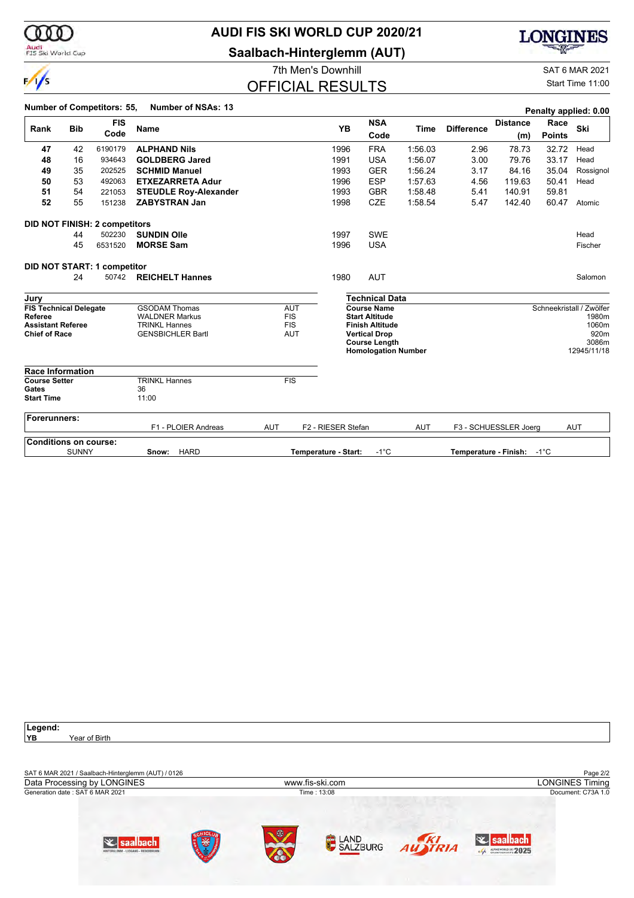# AUDI FIS SKI WORLD CUP 2020/21

## Saalbach-Hinterglemm (AUT)

7th Men's Downhill

SAT 6 MAR 2021

Start Time 11:00

## OFFICIAL RESULTS

**Number of Competitors: 55, Number of NSAs: 13**

**Penalty applied: 0.00**

| Rank | Bib | FIS Code | Name | YB | NSA Code | Time | Difference | Distance (m) | Race Points | Ski |
|---|---|---|---|---|---|---|---|---|---|---|
| 47 | 42 | 6190179 | **ALPHAND Nils** | 1996 | FRA | 1:56.03 | 2.96 | 78.73 | 32.72 | Head |
| 48 | 16 | 934643 | **GOLDBERG Jared** | 1991 | USA | 1:56.07 | 3.00 | 79.76 | 33.17 | Head |
| 49 | 35 | 202525 | **SCHMID Manuel** | 1993 | GER | 1:56.24 | 3.17 | 84.16 | 35.04 | Rossignol |
| 50 | 53 | 492063 | **ETXEZARRETA Adur** | 1996 | ESP | 1:57.63 | 4.56 | 119.63 | 50.41 | Head |
| 51 | 54 | 221053 | **STEUDLE Roy-Alexander** | 1993 | GBR | 1:58.48 | 5.41 | 140.91 | 59.81 | |
| 52 | 55 | 151238 | **ZABYSTRAN Jan** | 1998 | CZE | 1:58.54 | 5.47 | 142.40 | 60.47 | Atomic |
| **DID NOT FINISH: 2 competitors** | | | | | | | | | | |
| | 44 | 502230 | **SUNDIN Olle** | 1997 | SWE | | | | | Head |
| | 45 | 6531520 | **MORSE Sam** | 1996 | USA | | | | | Fischer |
| **DID NOT START: 1 competitor** | | | | | | | | | | |
| | 24 | 50742 | **REICHELT Hannes** | 1980 | AUT | | | | | Salomon |

### Jury

| | | |
|---|---|---|
| **FIS Technical Delegate** | GSODAM Thomas | AUT |
| **Referee** | WALDNER Markus | FIS |
| **Assistant Referee** | TRINKL Hannes | FIS |
| **Chief of Race** | GENSBICHLER Bartl | AUT |

### Technical Data

| | |
|---|---|
| **Course Name** | Schneekristall / Zwölfer |
| **Start Altitude** | 1980m |
| **Finish Altitude** | 1060m |
| **Vertical Drop** | 920m |
| **Course Length** | 3086m |
| **Homologation Number** | 12945/11/18 |

### Race Information

| | | |
|---|---|---|
| **Course Setter** | TRINKL Hannes | FIS |
| **Gates** | 36 | |
| **Start Time** | 11:00 | |

**Forerunners:**

F1 - PLOIER Andreas AUT — F2 - RIESER Stefan AUT — F3 - SCHUESSLER Joerg AUT

**Conditions on course:**

SUNNY — **Snow:** HARD — **Temperature - Start:** -1°C — **Temperature - Finish:** -1°C

**Legend:**

**YB** Year of Birth

SAT 6 MAR 2021 / Saalbach-Hinterglemm (AUT) / 0126

Data Processing by LONGINES — www.fis-ski.com — LONGINES Timing

Generation date : SAT 6 MAR 2021 — Time : 13:08 — Document: C73A 1.0